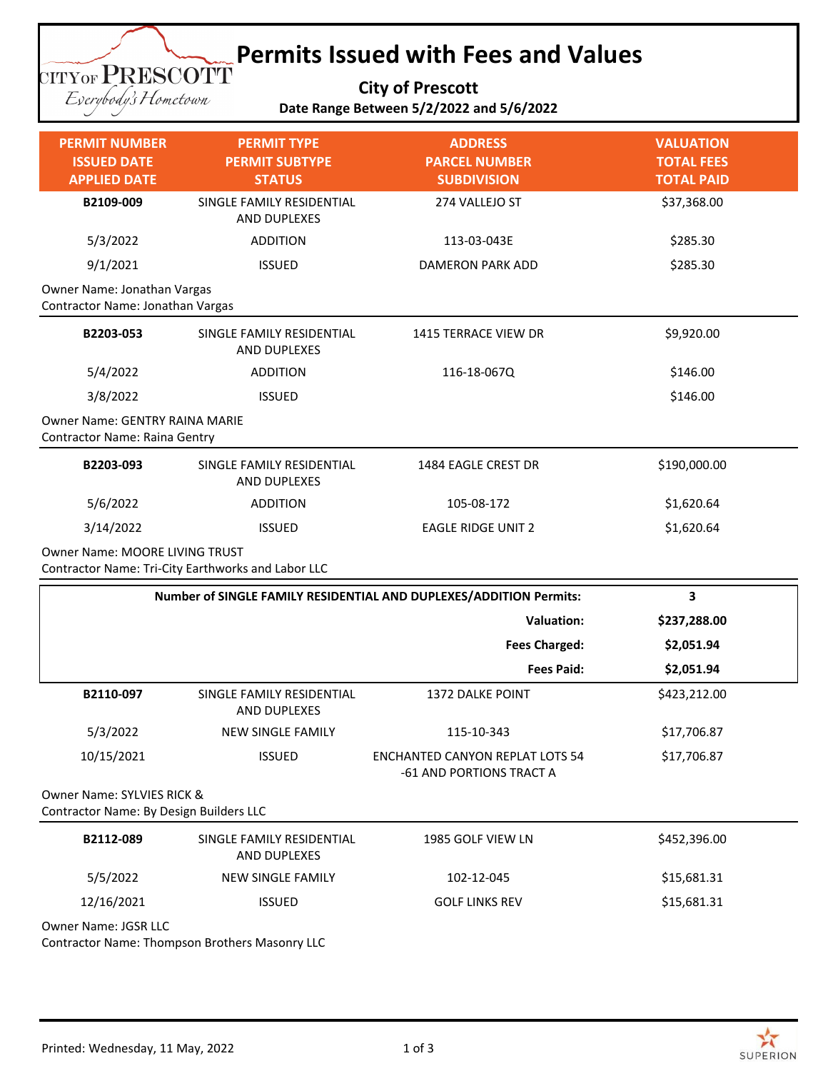# Permits Issued with Fees and Values

**City of Prescott**

**Date Range Between 5/2/2022 and 5/6/2022**

| PERMIT NUMBER<br>ISSUED DATE<br>APPLIED DATE | PERMIT TYPE<br>PERMIT SUBTYPE<br>STATUS | ADDRESS<br>PARCEL NUMBER<br>SUBDIVISION | VALUATION<br>TOTAL FEES<br>TOTAL PAID |
|---|---|---|---|
| **B2109-009** | SINGLE FAMILY RESIDENTIAL AND DUPLEXES | 274 VALLEJO ST | $37,368.00 |
| 5/3/2022 | ADDITION | 113-03-043E | $285.30 |
| 9/1/2021 | ISSUED | DAMERON PARK ADD | $285.30 |
| Owner Name: Jonathan Vargas<br>Contractor Name: Jonathan Vargas | | | |
| **B2203-053** | SINGLE FAMILY RESIDENTIAL AND DUPLEXES | 1415 TERRACE VIEW DR | $9,920.00 |
| 5/4/2022 | ADDITION | 116-18-067Q | $146.00 |
| 3/8/2022 | ISSUED | | $146.00 |
| Owner Name: GENTRY RAINA MARIE<br>Contractor Name: Raina Gentry | | | |
| **B2203-093** | SINGLE FAMILY RESIDENTIAL AND DUPLEXES | 1484 EAGLE CREST DR | $190,000.00 |
| 5/6/2022 | ADDITION | 105-08-172 | $1,620.64 |
| 3/14/2022 | ISSUED | EAGLE RIDGE UNIT 2 | $1,620.64 |
| Owner Name: MOORE LIVING TRUST<br>Contractor Name: Tri-City Earthworks and Labor LLC | | | |
| | | **Number of SINGLE FAMILY RESIDENTIAL AND DUPLEXES/ADDITION Permits:** | **3** |
| | | **Valuation:** | **$237,288.00** |
| | | **Fees Charged:** | **$2,051.94** |
| | | **Fees Paid:** | **$2,051.94** |
| **B2110-097** | SINGLE FAMILY RESIDENTIAL AND DUPLEXES | 1372 DALKE POINT | $423,212.00 |
| 5/3/2022 | NEW SINGLE FAMILY | 115-10-343 | $17,706.87 |
| 10/15/2021 | ISSUED | ENCHANTED CANYON REPLAT LOTS 54 -61 AND PORTIONS TRACT A | $17,706.87 |
| Owner Name: SYLVIES RICK &<br>Contractor Name: By Design Builders LLC | | | |
| **B2112-089** | SINGLE FAMILY RESIDENTIAL AND DUPLEXES | 1985 GOLF VIEW LN | $452,396.00 |
| 5/5/2022 | NEW SINGLE FAMILY | 102-12-045 | $15,681.31 |
| 12/16/2021 | ISSUED | GOLF LINKS REV | $15,681.31 |
| Owner Name: JGSR LLC<br>Contractor Name: Thompson Brothers Masonry LLC | | | |

Printed: Wednesday, 11 May, 2022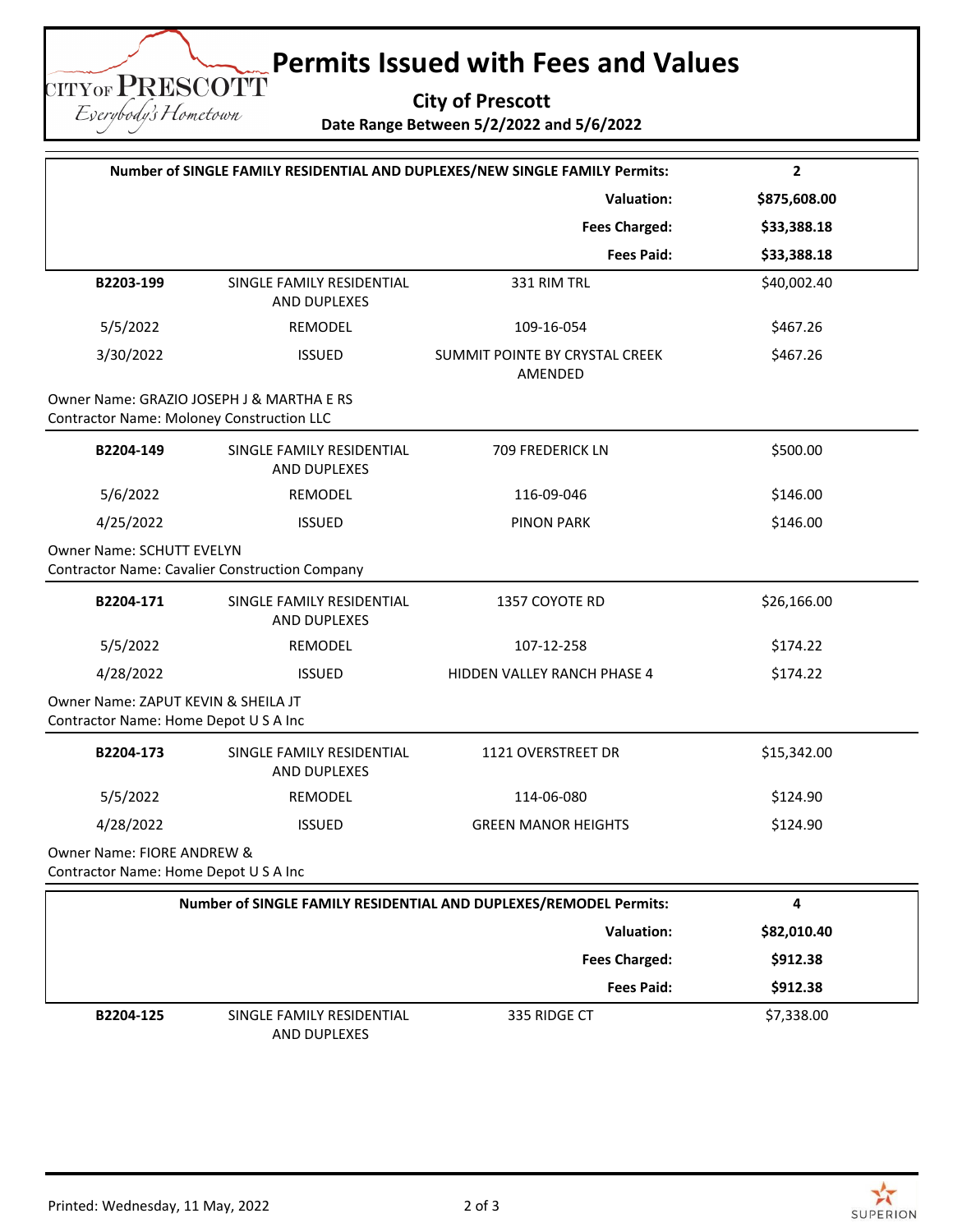# Permits Issued with Fees and Values

**City of Prescott**

**Date Range Between 5/2/2022 and 5/6/2022**

| **Number of SINGLE FAMILY RESIDENTIAL AND DUPLEXES/NEW SINGLE FAMILY Permits:** | **2** |
|---|---|
| **Valuation:** | **$875,608.00** |
| **Fees Charged:** | **$33,388.18** |
| **Fees Paid:** | **$33,388.18** |

| | | | |
|---|---|---|---|
| **B2203-199** | SINGLE FAMILY RESIDENTIAL AND DUPLEXES | 331 RIM TRL | $40,002.40 |
| 5/5/2022 | REMODEL | 109-16-054 | $467.26 |
| 3/30/2022 | ISSUED | SUMMIT POINTE BY CRYSTAL CREEK AMENDED | $467.26 |

Owner Name: GRAZIO JOSEPH J & MARTHA E RS
Contractor Name: Moloney Construction LLC

| | | | |
|---|---|---|---|
| **B2204-149** | SINGLE FAMILY RESIDENTIAL AND DUPLEXES | 709 FREDERICK LN | $500.00 |
| 5/6/2022 | REMODEL | 116-09-046 | $146.00 |
| 4/25/2022 | ISSUED | PINON PARK | $146.00 |

Owner Name: SCHUTT EVELYN
Contractor Name: Cavalier Construction Company

| | | | |
|---|---|---|---|
| **B2204-171** | SINGLE FAMILY RESIDENTIAL AND DUPLEXES | 1357 COYOTE RD | $26,166.00 |
| 5/5/2022 | REMODEL | 107-12-258 | $174.22 |
| 4/28/2022 | ISSUED | HIDDEN VALLEY RANCH PHASE 4 | $174.22 |

Owner Name: ZAPUT KEVIN & SHEILA JT
Contractor Name: Home Depot U S A Inc

| | | | |
|---|---|---|---|
| **B2204-173** | SINGLE FAMILY RESIDENTIAL AND DUPLEXES | 1121 OVERSTREET DR | $15,342.00 |
| 5/5/2022 | REMODEL | 114-06-080 | $124.90 |
| 4/28/2022 | ISSUED | GREEN MANOR HEIGHTS | $124.90 |

Owner Name: FIORE ANDREW &
Contractor Name: Home Depot U S A Inc

| **Number of SINGLE FAMILY RESIDENTIAL AND DUPLEXES/REMODEL Permits:** | **4** |
|---|---|
| **Valuation:** | **$82,010.40** |
| **Fees Charged:** | **$912.38** |
| **Fees Paid:** | **$912.38** |

| | | | |
|---|---|---|---|
| **B2204-125** | SINGLE FAMILY RESIDENTIAL AND DUPLEXES | 335 RIDGE CT | $7,338.00 |

Printed: Wednesday, 11 May, 2022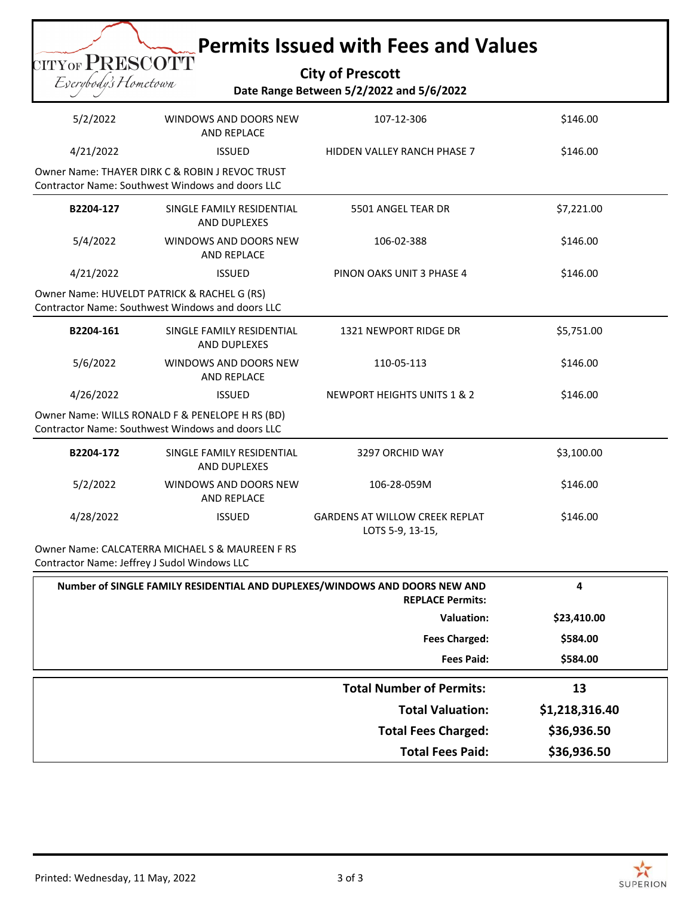# Permits Issued with Fees and Values

**City of Prescott**

**Date Range Between 5/2/2022 and 5/6/2022**

| | | | |
|---|---|---|---|
| 5/2/2022 | WINDOWS AND DOORS NEW AND REPLACE | 107-12-306 | $146.00 |
| 4/21/2022 | ISSUED | HIDDEN VALLEY RANCH PHASE 7 | $146.00 |

Owner Name: THAYER DIRK C & ROBIN J REVOC TRUST
Contractor Name: Southwest Windows and doors LLC

| | | | |
|---|---|---|---|
| **B2204-127** | SINGLE FAMILY RESIDENTIAL AND DUPLEXES | 5501 ANGEL TEAR DR | $7,221.00 |
| 5/4/2022 | WINDOWS AND DOORS NEW AND REPLACE | 106-02-388 | $146.00 |
| 4/21/2022 | ISSUED | PINON OAKS UNIT 3 PHASE 4 | $146.00 |

Owner Name: HUVELDT PATRICK & RACHEL G (RS)
Contractor Name: Southwest Windows and doors LLC

| | | | |
|---|---|---|---|
| **B2204-161** | SINGLE FAMILY RESIDENTIAL AND DUPLEXES | 1321 NEWPORT RIDGE DR | $5,751.00 |
| 5/6/2022 | WINDOWS AND DOORS NEW AND REPLACE | 110-05-113 | $146.00 |
| 4/26/2022 | ISSUED | NEWPORT HEIGHTS UNITS 1 & 2 | $146.00 |

Owner Name: WILLS RONALD F & PENELOPE H RS (BD)
Contractor Name: Southwest Windows and doors LLC

| | | | |
|---|---|---|---|
| **B2204-172** | SINGLE FAMILY RESIDENTIAL AND DUPLEXES | 3297 ORCHID WAY | $3,100.00 |
| 5/2/2022 | WINDOWS AND DOORS NEW AND REPLACE | 106-28-059M | $146.00 |
| 4/28/2022 | ISSUED | GARDENS AT WILLOW CREEK REPLAT LOTS 5-9, 13-15, | $146.00 |

Owner Name: CALCATERRA MICHAEL S & MAUREEN F RS
Contractor Name: Jeffrey J Sudol Windows LLC

| | |
|---|---|
| **Number of SINGLE FAMILY RESIDENTIAL AND DUPLEXES/WINDOWS AND DOORS NEW AND REPLACE Permits:** | **4** |
| **Valuation:** | **$23,410.00** |
| **Fees Charged:** | **$584.00** |
| **Fees Paid:** | **$584.00** |

| | |
|---|---|
| **Total Number of Permits:** | **13** |
| **Total Valuation:** | **$1,218,316.40** |
| **Total Fees Charged:** | **$36,936.50** |
| **Total Fees Paid:** | **$36,936.50** |

Printed: Wednesday, 11 May, 2022